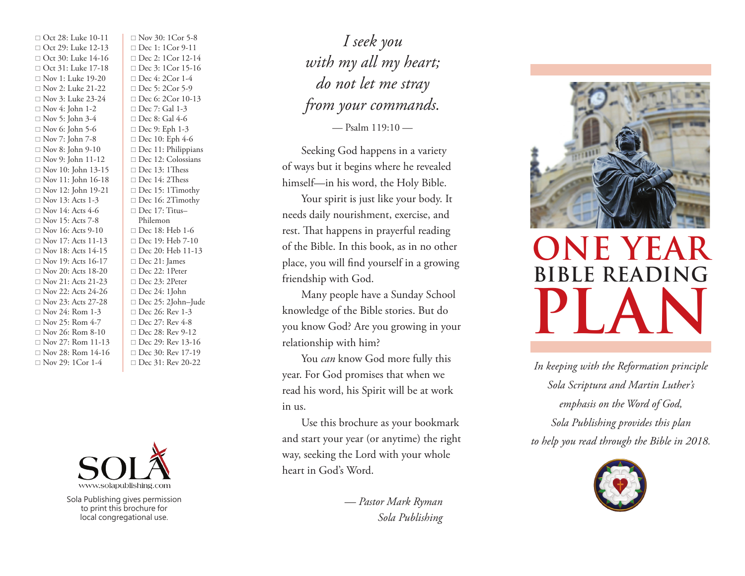- □ Oct 28: Luke 10-11
- □ Oct 29: Luke 12-13
- □ Oct 30: Luke 14-16
- □ Oct 31: Luke 17-18
- □ Nov 1: Luke 19-20
- □ Nov 2: Luke 21-22
- □ Nov 3: Luke 23-24
- □ Nov 4: John 1-2
- □ Nov 5: John 3-4
- □ Nov 6: John 5-6
- □ Nov 7: John 7-8
- □ Nov 8: John 9-10
- □ Nov 9: John 11-12
- □ Nov 10: John 13-15
- □ Nov 11: John 16-18
- □ Nov 12: John 19-21
- □ Nov 13: Acts 1-3
- □ Nov 14: Acts 4-6
- □ Nov 15: Acts 7-8
- □ Nov 16: Acts 9-10
- □ Nov 17: Acts 11-13
- □ Nov 18: Acts 14-15
- □ Nov 19: Acts 16-17
- □ Nov 20: Acts 18-20
- □ Nov 21: Acts 21-23
- □ Nov 22: Acts 24-26
- □ Nov 23: Acts 27-28
- □ Nov 24: Rom 1-3
- □ Nov 25: Rom 4-7
- □ Nov 26: Rom 8-10
- □ Nov 27: Rom 11-13
- □ Nov 28: Rom 14-16
- □ Nov 29: 1Cor 1-4
- □ Nov 30: 1Cor 5-8
- □ Dec 1: 1Cor 9-11
- □ Dec 2: 1Cor 12-14
- □ Dec 3: 1Cor 15-16
- □ Dec 4: 2Cor 1-4
- □ Dec 5: 2Cor 5-9
- □ Dec 6: 2Cor 10-13
- □ Dec 7: Gal 1-3
- □ Dec 8: Gal 4-6
- □ Dec 9: Eph 1-3
- □ Dec 10: Eph 4-6
- □ Dec 11: Philippians
- □ Dec 12: Colossians
- □ Dec 13: 1Thess
- □ Dec 14: 2Thess
- □ Dec 15: 1Timothy
- □ Dec 16: 2Timothy
- □ Dec 17: Titus–Philemon
- □ Dec 18: Heb 1-6
- □ Dec 19: Heb 7-10
- □ Dec 20: Heb 11-13
- □ Dec 21: James
- □ Dec 22: 1Peter
- □ Dec 23: 2Peter
- □ Dec 24: 1John
- □ Dec 25: 2John–Jude
- □ Dec 26: Rev 1-3
- □ Dec 27: Rev 4-8
- □ Dec 28: Rev 9-12
- □ Dec 29: Rev 13-16
- □ Dec 30: Rev 17-19
- □ Dec 31: Rev 20-22

SOLA
www.solapublishing.com

Sola Publishing gives permission to print this brochure for local congregational use.

*I seek you*
*with my all my heart;*
*do not let me stray*
*from your commands.*

— Psalm 119:10 —

Seeking God happens in a variety of ways but it begins where he revealed himself—in his word, the Holy Bible.

Your spirit is just like your body. It needs daily nourishment, exercise, and rest. That happens in prayerful reading of the Bible. In this book, as in no other place, you will find yourself in a growing friendship with God.

Many people have a Sunday School knowledge of the Bible stories. But do you know God? Are you growing in your relationship with him?

You *can* know God more fully this year. For God promises that when we read his word, his Spirit will be at work in us.

Use this brochure as your bookmark and start your year (or anytime) the right way, seeking the Lord with your whole heart in God's Word.

*— Pastor Mark Ryman*
*Sola Publishing*

# ONE YEAR BIBLE READING PLAN

*In keeping with the Reformation principle Sola Scriptura and Martin Luther's emphasis on the Word of God, Sola Publishing provides this plan to help you read through the Bible in 2018.*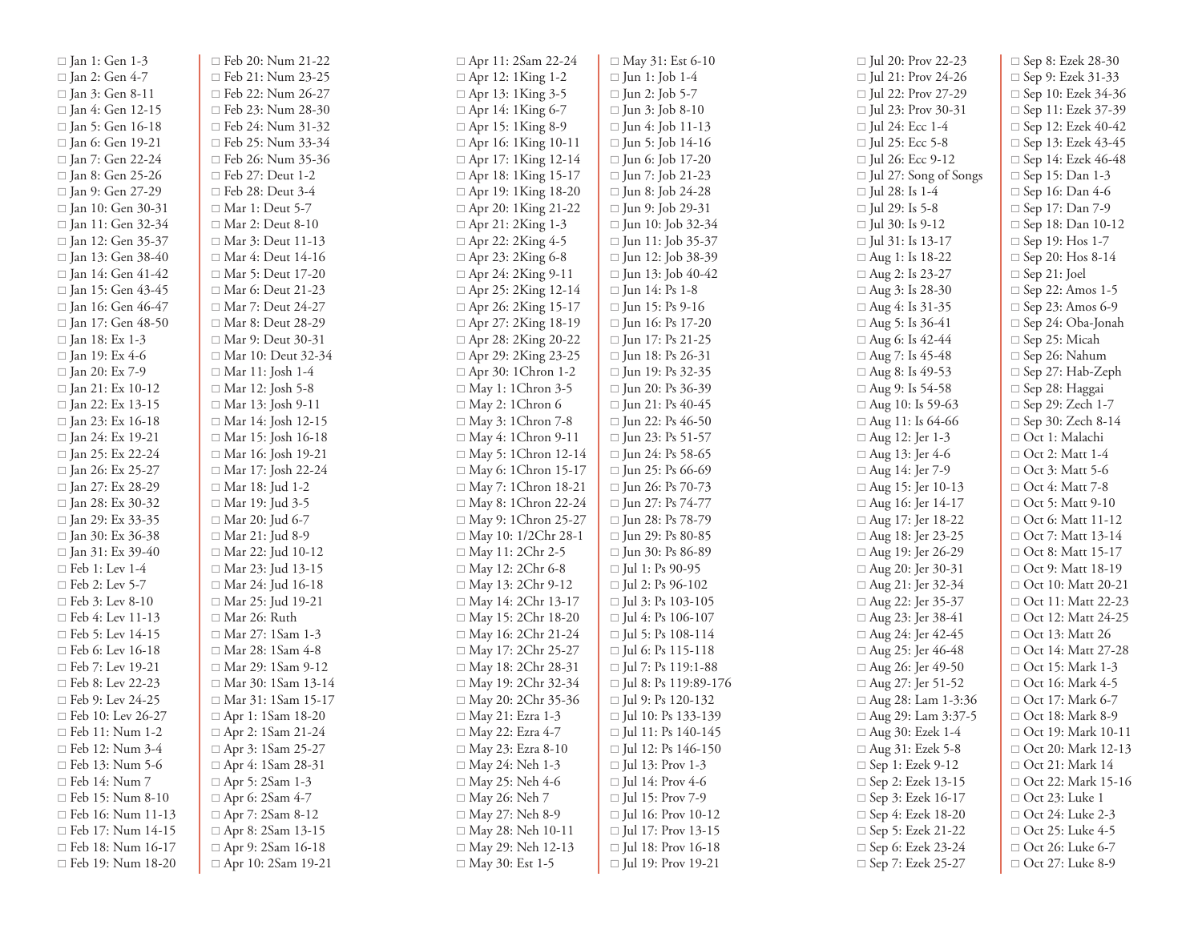□ Jan 1: Gen 1-3
□ Jan 2: Gen 4-7
□ Jan 3: Gen 8-11
□ Jan 4: Gen 12-15
□ Jan 5: Gen 16-18
□ Jan 6: Gen 19-21
□ Jan 7: Gen 22-24
□ Jan 8: Gen 25-26
□ Jan 9: Gen 27-29
□ Jan 10: Gen 30-31
□ Jan 11: Gen 32-34
□ Jan 12: Gen 35-37
□ Jan 13: Gen 38-40
□ Jan 14: Gen 41-42
□ Jan 15: Gen 43-45
□ Jan 16: Gen 46-47
□ Jan 17: Gen 48-50
□ Jan 18: Ex 1-3
□ Jan 19: Ex 4-6
□ Jan 20: Ex 7-9
□ Jan 21: Ex 10-12
□ Jan 22: Ex 13-15
□ Jan 23: Ex 16-18
□ Jan 24: Ex 19-21
□ Jan 25: Ex 22-24
□ Jan 26: Ex 25-27
□ Jan 27: Ex 28-29
□ Jan 28: Ex 30-32
□ Jan 29: Ex 33-35
□ Jan 30: Ex 36-38
□ Jan 31: Ex 39-40
□ Feb 1: Lev 1-4
□ Feb 2: Lev 5-7
□ Feb 3: Lev 8-10
□ Feb 4: Lev 11-13
□ Feb 5: Lev 14-15
□ Feb 6: Lev 16-18
□ Feb 7: Lev 19-21
□ Feb 8: Lev 22-23
□ Feb 9: Lev 24-25
□ Feb 10: Lev 26-27
□ Feb 11: Num 1-2
□ Feb 12: Num 3-4
□ Feb 13: Num 5-6
□ Feb 14: Num 7
□ Feb 15: Num 8-10
□ Feb 16: Num 11-13
□ Feb 17: Num 14-15
□ Feb 18: Num 16-17
□ Feb 19: Num 18-20
□ Feb 20: Num 21-22
□ Feb 21: Num 23-25
□ Feb 22: Num 26-27
□ Feb 23: Num 28-30
□ Feb 24: Num 31-32
□ Feb 25: Num 33-34
□ Feb 26: Num 35-36
□ Feb 27: Deut 1-2
□ Feb 28: Deut 3-4
□ Mar 1: Deut 5-7
□ Mar 2: Deut 8-10
□ Mar 3: Deut 11-13
□ Mar 4: Deut 14-16
□ Mar 5: Deut 17-20
□ Mar 6: Deut 21-23
□ Mar 7: Deut 24-27
□ Mar 8: Deut 28-29
□ Mar 9: Deut 30-31
□ Mar 10: Deut 32-34
□ Mar 11: Josh 1-4
□ Mar 12: Josh 5-8
□ Mar 13: Josh 9-11
□ Mar 14: Josh 12-15
□ Mar 15: Josh 16-18
□ Mar 16: Josh 19-21
□ Mar 17: Josh 22-24
□ Mar 18: Jud 1-2
□ Mar 19: Jud 3-5
□ Mar 20: Jud 6-7
□ Mar 21: Jud 8-9
□ Mar 22: Jud 10-12
□ Mar 23: Jud 13-15
□ Mar 24: Jud 16-18
□ Mar 25: Jud 19-21
□ Mar 26: Ruth
□ Mar 27: 1Sam 1-3
□ Mar 28: 1Sam 4-8
□ Mar 29: 1Sam 9-12
□ Mar 30: 1Sam 13-14
□ Mar 31: 1Sam 15-17
□ Apr 1: 1Sam 18-20
□ Apr 2: 1Sam 21-24
□ Apr 3: 1Sam 25-27
□ Apr 4: 1Sam 28-31
□ Apr 5: 2Sam 1-3
□ Apr 6: 2Sam 4-7
□ Apr 7: 2Sam 8-12
□ Apr 8: 2Sam 13-15
□ Apr 9: 2Sam 16-18
□ Apr 10: 2Sam 19-21
□ Apr 11: 2Sam 22-24
□ Apr 12: 1King 1-2
□ Apr 13: 1King 3-5
□ Apr 14: 1King 6-7
□ Apr 15: 1King 8-9
□ Apr 16: 1King 10-11
□ Apr 17: 1King 12-14
□ Apr 18: 1King 15-17
□ Apr 19: 1King 18-20
□ Apr 20: 1King 21-22
□ Apr 21: 2King 1-3
□ Apr 22: 2King 4-5
□ Apr 23: 2King 6-8
□ Apr 24: 2King 9-11
□ Apr 25: 2King 12-14
□ Apr 26: 2King 15-17
□ Apr 27: 2King 18-19
□ Apr 28: 2King 20-22
□ Apr 29: 2King 23-25
□ Apr 30: 1Chron 1-2
□ May 1: 1Chron 3-5
□ May 2: 1Chron 6
□ May 3: 1Chron 7-8
□ May 4: 1Chron 9-11
□ May 5: 1Chron 12-14
□ May 6: 1Chron 15-17
□ May 7: 1Chron 18-21
□ May 8: 1Chron 22-24
□ May 9: 1Chron 25-27
□ May 10: 1/2Chr 28-1
□ May 11: 2Chr 2-5
□ May 12: 2Chr 6-8
□ May 13: 2Chr 9-12
□ May 14: 2Chr 13-17
□ May 15: 2Chr 18-20
□ May 16: 2Chr 21-24
□ May 17: 2Chr 25-27
□ May 18: 2Chr 28-31
□ May 19: 2Chr 32-34
□ May 20: 2Chr 35-36
□ May 21: Ezra 1-3
□ May 22: Ezra 4-7
□ May 23: Ezra 8-10
□ May 24: Neh 1-3
□ May 25: Neh 4-6
□ May 26: Neh 7
□ May 27: Neh 8-9
□ May 28: Neh 10-11
□ May 29: Neh 12-13
□ May 30: Est 1-5
□ May 31: Est 6-10
□ Jun 1: Job 1-4
□ Jun 2: Job 5-7
□ Jun 3: Job 8-10
□ Jun 4: Job 11-13
□ Jun 5: Job 14-16
□ Jun 6: Job 17-20
□ Jun 7: Job 21-23
□ Jun 8: Job 24-28
□ Jun 9: Job 29-31
□ Jun 10: Job 32-34
□ Jun 11: Job 35-37
□ Jun 12: Job 38-39
□ Jun 13: Job 40-42
□ Jun 14: Ps 1-8
□ Jun 15: Ps 9-16
□ Jun 16: Ps 17-20
□ Jun 17: Ps 21-25
□ Jun 18: Ps 26-31
□ Jun 19: Ps 32-35
□ Jun 20: Ps 36-39
□ Jun 21: Ps 40-45
□ Jun 22: Ps 46-50
□ Jun 23: Ps 51-57
□ Jun 24: Ps 58-65
□ Jun 25: Ps 66-69
□ Jun 26: Ps 70-73
□ Jun 27: Ps 74-77
□ Jun 28: Ps 78-79
□ Jun 29: Ps 80-85
□ Jun 30: Ps 86-89
□ Jul 1: Ps 90-95
□ Jul 2: Ps 96-102
□ Jul 3: Ps 103-105
□ Jul 4: Ps 106-107
□ Jul 5: Ps 108-114
□ Jul 6: Ps 115-118
□ Jul 7: Ps 119:1-88
□ Jul 8: Ps 119:89-176
□ Jul 9: Ps 120-132
□ Jul 10: Ps 133-139
□ Jul 11: Ps 140-145
□ Jul 12: Ps 146-150
□ Jul 13: Prov 1-3
□ Jul 14: Prov 4-6
□ Jul 15: Prov 7-9
□ Jul 16: Prov 10-12
□ Jul 17: Prov 13-15
□ Jul 18: Prov 16-18
□ Jul 19: Prov 19-21
□ Jul 20: Prov 22-23
□ Jul 21: Prov 24-26
□ Jul 22: Prov 27-29
□ Jul 23: Prov 30-31
□ Jul 24: Ecc 1-4
□ Jul 25: Ecc 5-8
□ Jul 26: Ecc 9-12
□ Jul 27: Song of Songs
□ Jul 28: Is 1-4
□ Jul 29: Is 5-8
□ Jul 30: Is 9-12
□ Jul 31: Is 13-17
□ Aug 1: Is 18-22
□ Aug 2: Is 23-27
□ Aug 3: Is 28-30
□ Aug 4: Is 31-35
□ Aug 5: Is 36-41
□ Aug 6: Is 42-44
□ Aug 7: Is 45-48
□ Aug 8: Is 49-53
□ Aug 9: Is 54-58
□ Aug 10: Is 59-63
□ Aug 11: Is 64-66
□ Aug 12: Jer 1-3
□ Aug 13: Jer 4-6
□ Aug 14: Jer 7-9
□ Aug 15: Jer 10-13
□ Aug 16: Jer 14-17
□ Aug 17: Jer 18-22
□ Aug 18: Jer 23-25
□ Aug 19: Jer 26-29
□ Aug 20: Jer 30-31
□ Aug 21: Jer 32-34
□ Aug 22: Jer 35-37
□ Aug 23: Jer 38-41
□ Aug 24: Jer 42-45
□ Aug 25: Jer 46-48
□ Aug 26: Jer 49-50
□ Aug 27: Jer 51-52
□ Aug 28: Lam 1-3:36
□ Aug 29: Lam 3:37-5
□ Aug 30: Ezek 1-4
□ Aug 31: Ezek 5-8
□ Sep 1: Ezek 9-12
□ Sep 2: Ezek 13-15
□ Sep 3: Ezek 16-17
□ Sep 4: Ezek 18-20
□ Sep 5: Ezek 21-22
□ Sep 6: Ezek 23-24
□ Sep 7: Ezek 25-27
□ Sep 8: Ezek 28-30
□ Sep 9: Ezek 31-33
□ Sep 10: Ezek 34-36
□ Sep 11: Ezek 37-39
□ Sep 12: Ezek 40-42
□ Sep 13: Ezek 43-45
□ Sep 14: Ezek 46-48
□ Sep 15: Dan 1-3
□ Sep 16: Dan 4-6
□ Sep 17: Dan 7-9
□ Sep 18: Dan 10-12
□ Sep 19: Hos 1-7
□ Sep 20: Hos 8-14
□ Sep 21: Joel
□ Sep 22: Amos 1-5
□ Sep 23: Amos 6-9
□ Sep 24: Oba-Jonah
□ Sep 25: Micah
□ Sep 26: Nahum
□ Sep 27: Hab-Zeph
□ Sep 28: Haggai
□ Sep 29: Zech 1-7
□ Sep 30: Zech 8-14
□ Oct 1: Malachi
□ Oct 2: Matt 1-4
□ Oct 3: Matt 5-6
□ Oct 4: Matt 7-8
□ Oct 5: Matt 9-10
□ Oct 6: Matt 11-12
□ Oct 7: Matt 13-14
□ Oct 8: Matt 15-17
□ Oct 9: Matt 18-19
□ Oct 10: Matt 20-21
□ Oct 11: Matt 22-23
□ Oct 12: Matt 24-25
□ Oct 13: Matt 26
□ Oct 14: Matt 27-28
□ Oct 15: Mark 1-3
□ Oct 16: Mark 4-5
□ Oct 17: Mark 6-7
□ Oct 18: Mark 8-9
□ Oct 19: Mark 10-11
□ Oct 20: Mark 12-13
□ Oct 21: Mark 14
□ Oct 22: Mark 15-16
□ Oct 23: Luke 1
□ Oct 24: Luke 2-3
□ Oct 25: Luke 4-5
□ Oct 26: Luke 6-7
□ Oct 27: Luke 8-9